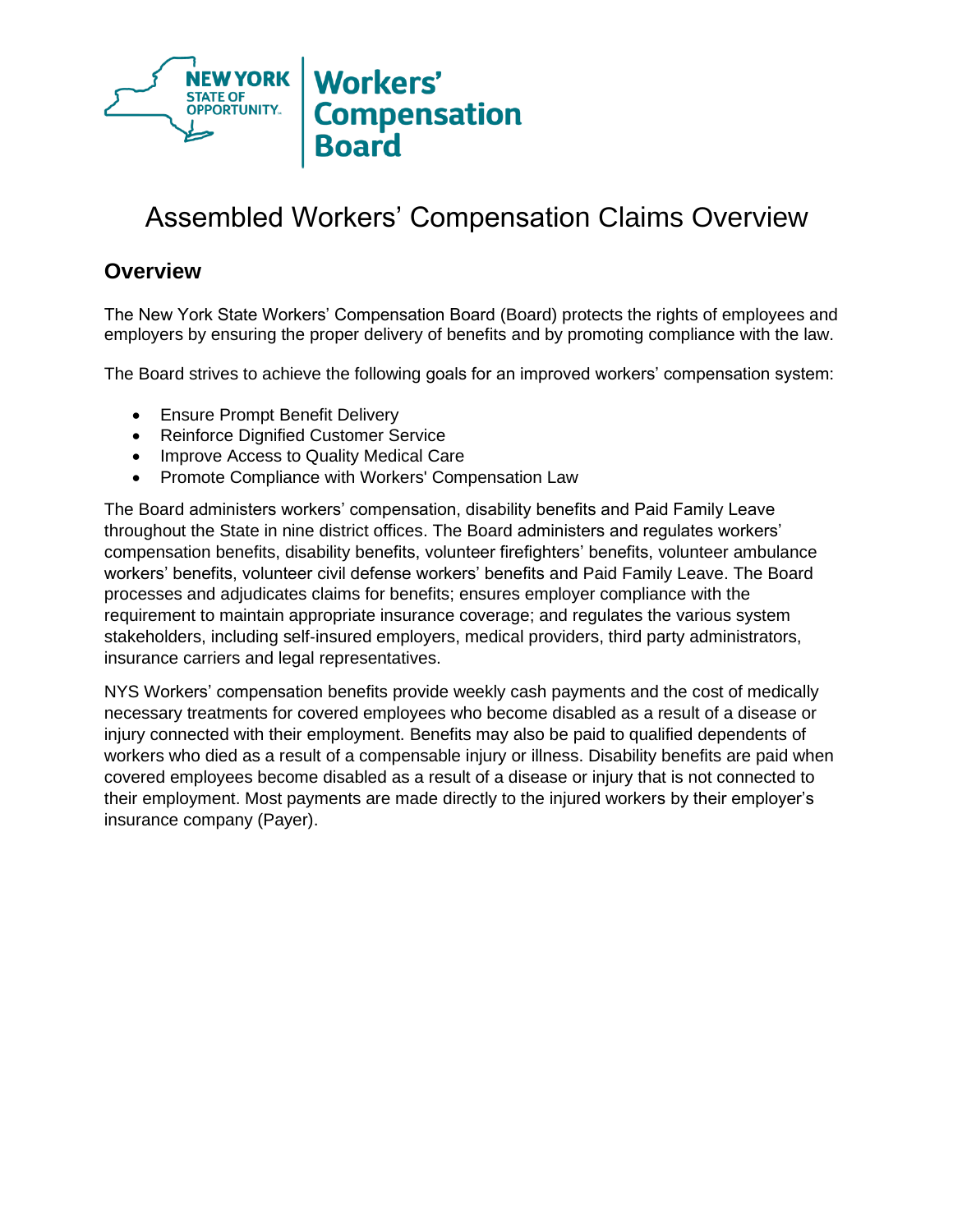# Assembled Workers' Compensation Claims Overview

## Overview

The New York State Workers' Compensation Board (Board) protects the rights of employees and employers by ensuring the proper delivery of benefits and by promoting compliance with the law.

The Board strives to achieve the following goals for an improved workers' compensation system:

- Ensure Prompt Benefit Delivery
- Reinforce Dignified Customer Service
- Improve Access to Quality Medical Care
- Promote Compliance with Workers' Compensation Law

The Board administers workers' compensation, disability benefits and Paid Family Leave throughout the State in nine district offices. The Board administers and regulates workers' compensation benefits, disability benefits, volunteer firefighters' benefits, volunteer ambulance workers' benefits, volunteer civil defense workers' benefits and Paid Family Leave. The Board processes and adjudicates claims for benefits; ensures employer compliance with the requirement to maintain appropriate insurance coverage; and regulates the various system stakeholders, including self-insured employers, medical providers, third party administrators, insurance carriers and legal representatives.

NYS Workers' compensation benefits provide weekly cash payments and the cost of medically necessary treatments for covered employees who become disabled as a result of a disease or injury connected with their employment. Benefits may also be paid to qualified dependents of workers who died as a result of a compensable injury or illness. Disability benefits are paid when covered employees become disabled as a result of a disease or injury that is not connected to their employment. Most payments are made directly to the injured workers by their employer's insurance company (Payer).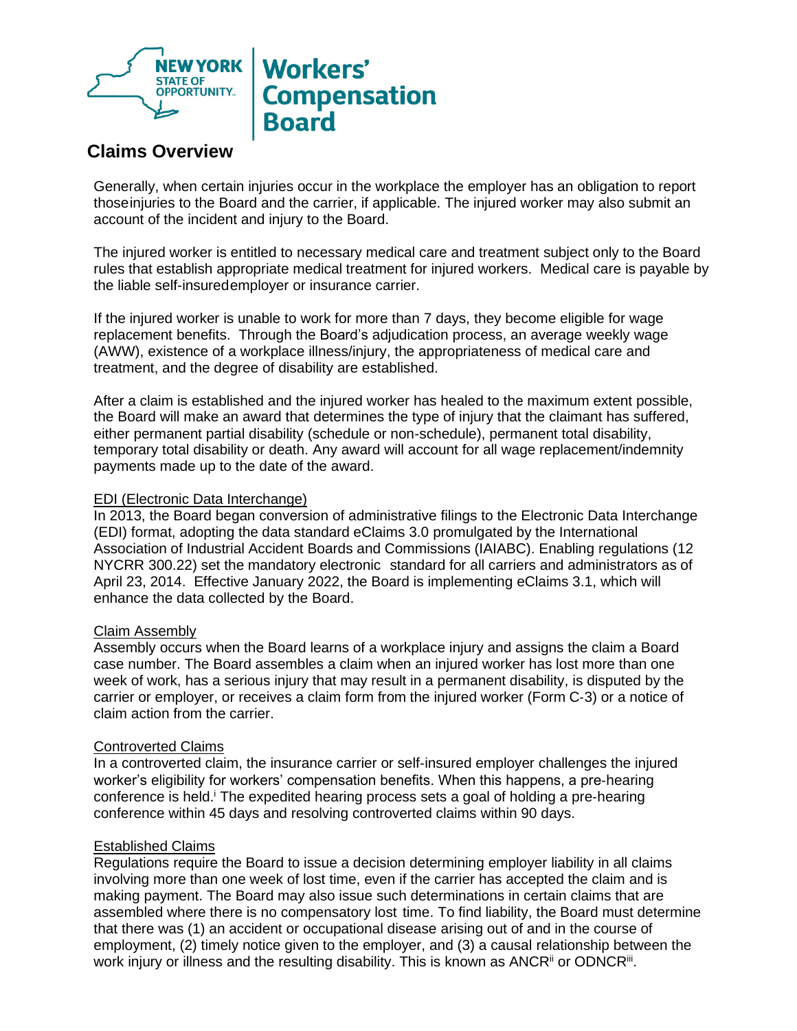# Claims Overview

Generally, when certain injuries occur in the workplace the employer has an obligation to report those injuries to the Board and the carrier, if applicable. The injured worker may also submit an account of the incident and injury to the Board.

The injured worker is entitled to necessary medical care and treatment subject only to the Board rules that establish appropriate medical treatment for injured workers. Medical care is payable by the liable self-insured employer or insurance carrier.

If the injured worker is unable to work for more than 7 days, they become eligible for wage replacement benefits. Through the Board's adjudication process, an average weekly wage (AWW), existence of a workplace illness/injury, the appropriateness of medical care and treatment, and the degree of disability are established.

After a claim is established and the injured worker has healed to the maximum extent possible, the Board will make an award that determines the type of injury that the claimant has suffered, either permanent partial disability (schedule or non-schedule), permanent total disability, temporary total disability or death. Any award will account for all wage replacement/indemnity payments made up to the date of the award.

## EDI (Electronic Data Interchange)

In 2013, the Board began conversion of administrative filings to the Electronic Data Interchange (EDI) format, adopting the data standard eClaims 3.0 promulgated by the International Association of Industrial Accident Boards and Commissions (IAIABC). Enabling regulations (12 NYCRR 300.22) set the mandatory electronic standard for all carriers and administrators as of April 23, 2014. Effective January 2022, the Board is implementing eClaims 3.1, which will enhance the data collected by the Board.

## Claim Assembly

Assembly occurs when the Board learns of a workplace injury and assigns the claim a Board case number. The Board assembles a claim when an injured worker has lost more than one week of work, has a serious injury that may result in a permanent disability, is disputed by the carrier or employer, or receives a claim form from the injured worker (Form C-3) or a notice of claim action from the carrier.

## Controverted Claims

In a controverted claim, the insurance carrier or self-insured employer challenges the injured worker's eligibility for workers' compensation benefits. When this happens, a pre-hearing conference is held.[i] The expedited hearing process sets a goal of holding a pre-hearing conference within 45 days and resolving controverted claims within 90 days.

## Established Claims

Regulations require the Board to issue a decision determining employer liability in all claims involving more than one week of lost time, even if the carrier has accepted the claim and is making payment. The Board may also issue such determinations in certain claims that are assembled where there is no compensatory lost time. To find liability, the Board must determine that there was (1) an accident or occupational disease arising out of and in the course of employment, (2) timely notice given to the employer, and (3) a causal relationship between the work injury or illness and the resulting disability. This is known as ANCR[ii] or ODNCR[iii].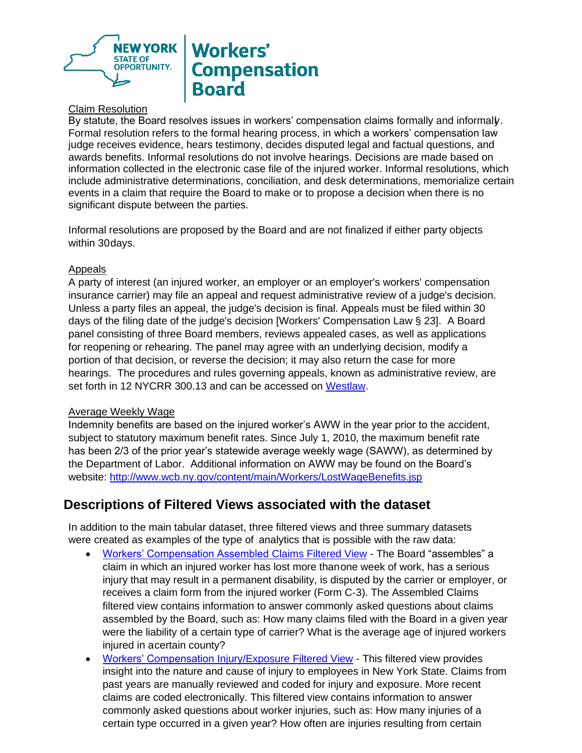Claim Resolution

By statute, the Board resolves issues in workers' compensation claims formally and informally. Formal resolution refers to the formal hearing process, in which a workers' compensation law judge receives evidence, hears testimony, decides disputed legal and factual questions, and awards benefits. Informal resolutions do not involve hearings. Decisions are made based on information collected in the electronic case file of the injured worker. Informal resolutions, which include administrative determinations, conciliation, and desk determinations, memorialize certain events in a claim that require the Board to make or to propose a decision when there is no significant dispute between the parties.

Informal resolutions are proposed by the Board and are not finalized if either party objects within 30 days.

Appeals

A party of interest (an injured worker, an employer or an employer's workers' compensation insurance carrier) may file an appeal and request administrative review of a judge's decision. Unless a party files an appeal, the judge's decision is final. Appeals must be filed within 30 days of the filing date of the judge's decision [Workers' Compensation Law § 23]. A Board panel consisting of three Board members, reviews appealed cases, as well as applications for reopening or rehearing. The panel may agree with an underlying decision, modify a portion of that decision, or reverse the decision; it may also return the case for more hearings. The procedures and rules governing appeals, known as administrative review, are set forth in 12 NYCRR 300.13 and can be accessed on [Westlaw](Westlaw).

Average Weekly Wage

Indemnity benefits are based on the injured worker's AWW in the year prior to the accident, subject to statutory maximum benefit rates. Since July 1, 2010, the maximum benefit rate has been 2/3 of the prior year's statewide average weekly wage (SAWW), as determined by the Department of Labor. Additional information on AWW may be found on the Board's website: http://www.wcb.ny.gov/content/main/Workers/LostWageBenefits.jsp

## Descriptions of Filtered Views associated with the dataset

In addition to the main tabular dataset, three filtered views and three summary datasets were created as examples of the type of analytics that is possible with the raw data:

- Workers' Compensation Assembled Claims Filtered View - The Board "assembles" a claim in which an injured worker has lost more than one week of work, has a serious injury that may result in a permanent disability, is disputed by the carrier or employer, or receives a claim form from the injured worker (Form C-3). The Assembled Claims filtered view contains information to answer commonly asked questions about claims assembled by the Board, such as: How many claims filed with the Board in a given year were the liability of a certain type of carrier? What is the average age of injured workers injured in a certain county?
- Workers' Compensation Injury/Exposure Filtered View - This filtered view provides insight into the nature and cause of injury to employees in New York State. Claims from past years are manually reviewed and coded for injury and exposure. More recent claims are coded electronically. This filtered view contains information to answer commonly asked questions about worker injuries, such as: How many injuries of a certain type occurred in a given year? How often are injuries resulting from certain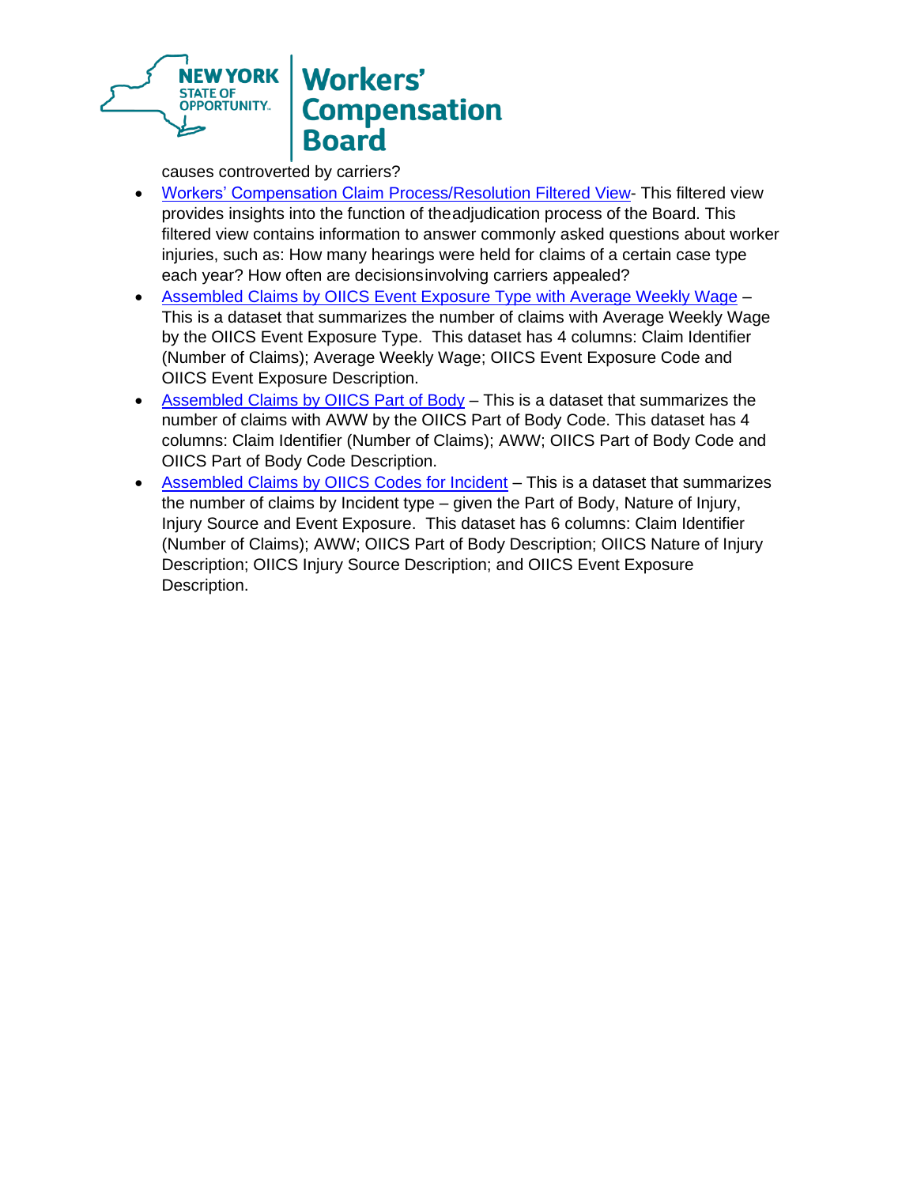causes controverted by carriers?

- Workers' Compensation Claim Process/Resolution Filtered View- This filtered view provides insights into the function of theadjudication process of the Board. This filtered view contains information to answer commonly asked questions about worker injuries, such as: How many hearings were held for claims of a certain case type each year? How often are decisionsinvolving carriers appealed?
- Assembled Claims by OIICS Event Exposure Type with Average Weekly Wage – This is a dataset that summarizes the number of claims with Average Weekly Wage by the OIICS Event Exposure Type. This dataset has 4 columns: Claim Identifier (Number of Claims); Average Weekly Wage; OIICS Event Exposure Code and OIICS Event Exposure Description.
- Assembled Claims by OIICS Part of Body – This is a dataset that summarizes the number of claims with AWW by the OIICS Part of Body Code. This dataset has 4 columns: Claim Identifier (Number of Claims); AWW; OIICS Part of Body Code and OIICS Part of Body Code Description.
- Assembled Claims by OIICS Codes for Incident – This is a dataset that summarizes the number of claims by Incident type – given the Part of Body, Nature of Injury, Injury Source and Event Exposure. This dataset has 6 columns: Claim Identifier (Number of Claims); AWW; OIICS Part of Body Description; OIICS Nature of Injury Description; OIICS Injury Source Description; and OIICS Event Exposure Description.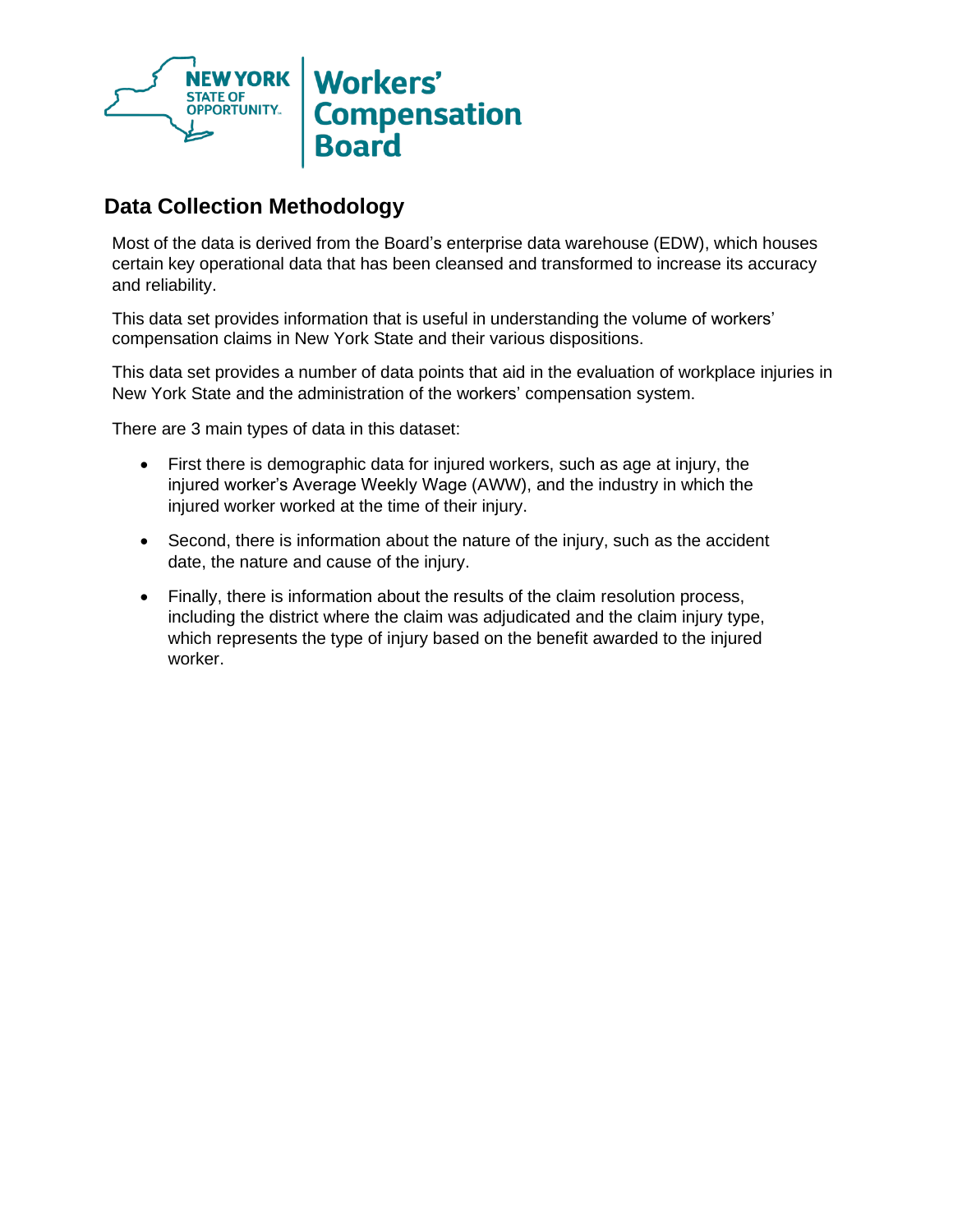## Data Collection Methodology

Most of the data is derived from the Board's enterprise data warehouse (EDW), which houses certain key operational data that has been cleansed and transformed to increase its accuracy and reliability.

This data set provides information that is useful in understanding the volume of workers' compensation claims in New York State and their various dispositions.

This data set provides a number of data points that aid in the evaluation of workplace injuries in New York State and the administration of the workers' compensation system.

There are 3 main types of data in this dataset:

- First there is demographic data for injured workers, such as age at injury, the injured worker's Average Weekly Wage (AWW), and the industry in which the injured worker worked at the time of their injury.
- Second, there is information about the nature of the injury, such as the accident date, the nature and cause of the injury.
- Finally, there is information about the results of the claim resolution process, including the district where the claim was adjudicated and the claim injury type, which represents the type of injury based on the benefit awarded to the injured worker.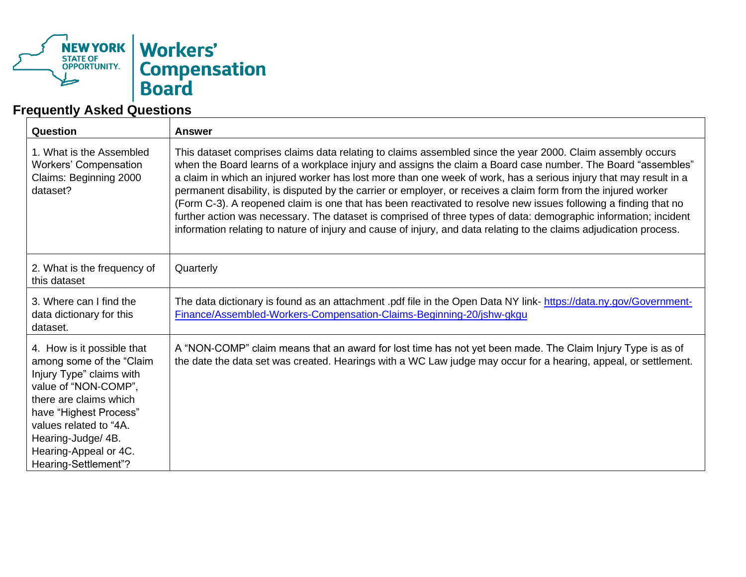New York State of Opportunity. Workers' Compensation Board

## Frequently Asked Questions

| Question | Answer |
|---|---|
| 1. What is the Assembled Workers' Compensation Claims: Beginning 2000 dataset? | This dataset comprises claims data relating to claims assembled since the year 2000. Claim assembly occurs when the Board learns of a workplace injury and assigns the claim a Board case number. The Board "assembles" a claim in which an injured worker has lost more than one week of work, has a serious injury that may result in a permanent disability, is disputed by the carrier or employer, or receives a claim form from the injured worker (Form C-3). A reopened claim is one that has been reactivated to resolve new issues following a finding that no further action was necessary. The dataset is comprised of three types of data: demographic information; incident information relating to nature of injury and cause of injury, and data relating to the claims adjudication process. |
| 2. What is the frequency of this dataset | Quarterly |
| 3. Where can I find the data dictionary for this dataset. | The data dictionary is found as an attachment .pdf file in the Open Data NY link- https://data.ny.gov/Government-Finance/Assembled-Workers-Compensation-Claims-Beginning-20/jshw-gkgu |
| 4. How is it possible that among some of the "Claim Injury Type" claims with value of "NON-COMP", there are claims which have "Highest Process" values related to "4A. Hearing-Judge/ 4B. Hearing-Appeal or 4C. Hearing-Settlement"? | A "NON-COMP" claim means that an award for lost time has not yet been made. The Claim Injury Type is as of the date the data set was created. Hearings with a WC Law judge may occur for a hearing, appeal, or settlement. |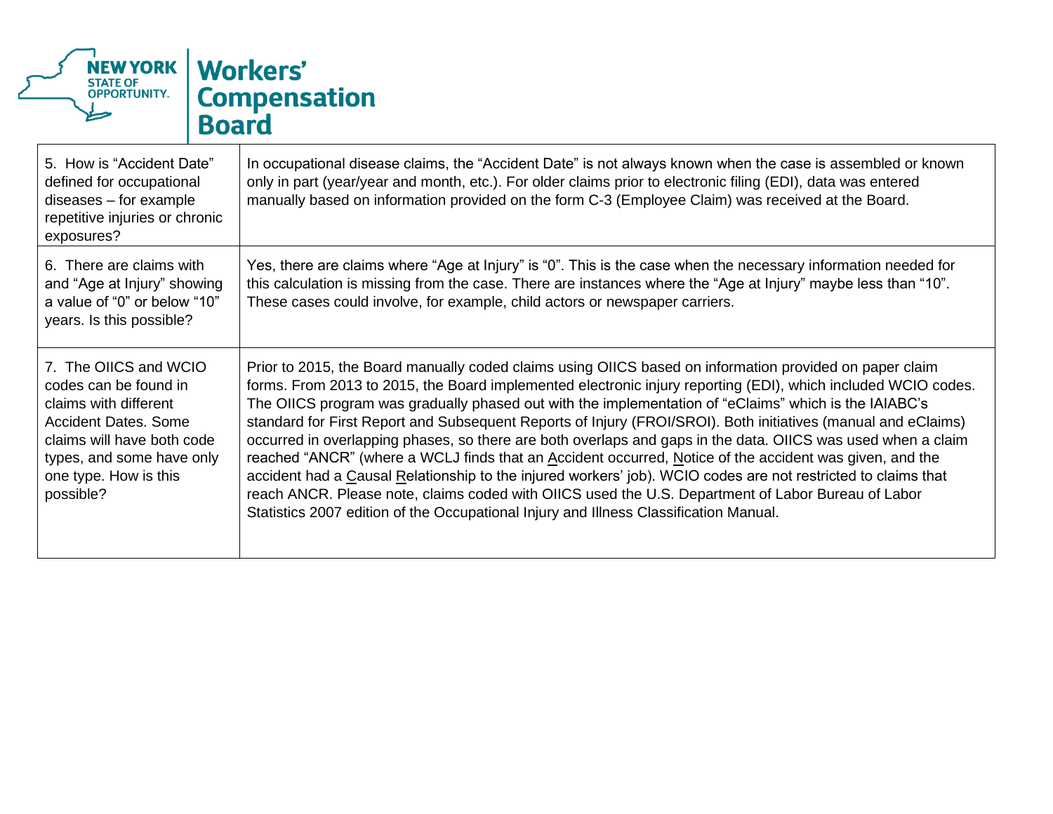| | |
|---|---|
| 5. How is "Accident Date" defined for occupational diseases – for example repetitive injuries or chronic exposures? | In occupational disease claims, the "Accident Date" is not always known when the case is assembled or known only in part (year/year and month, etc.). For older claims prior to electronic filing (EDI), data was entered manually based on information provided on the form C-3 (Employee Claim) was received at the Board. |
| 6. There are claims with and "Age at Injury" showing a value of "0" or below "10" years. Is this possible? | Yes, there are claims where "Age at Injury" is "0". This is the case when the necessary information needed for this calculation is missing from the case. There are instances where the "Age at Injury" maybe less than "10". These cases could involve, for example, child actors or newspaper carriers. |
| 7. The OIICS and WCIO codes can be found in claims with different Accident Dates. Some claims will have both code types, and some have only one type. How is this possible? | Prior to 2015, the Board manually coded claims using OIICS based on information provided on paper claim forms. From 2013 to 2015, the Board implemented electronic injury reporting (EDI), which included WCIO codes. The OIICS program was gradually phased out with the implementation of "eClaims" which is the IAIABC's standard for First Report and Subsequent Reports of Injury (FROI/SROI). Both initiatives (manual and eClaims) occurred in overlapping phases, so there are both overlaps and gaps in the data. OIICS was used when a claim reached "ANCR" (where a WCLJ finds that an Accident occurred, Notice of the accident was given, and the accident had a Causal Relationship to the injured workers' job). WCIO codes are not restricted to claims that reach ANCR. Please note, claims coded with OIICS used the U.S. Department of Labor Bureau of Labor Statistics 2007 edition of the Occupational Injury and Illness Classification Manual. |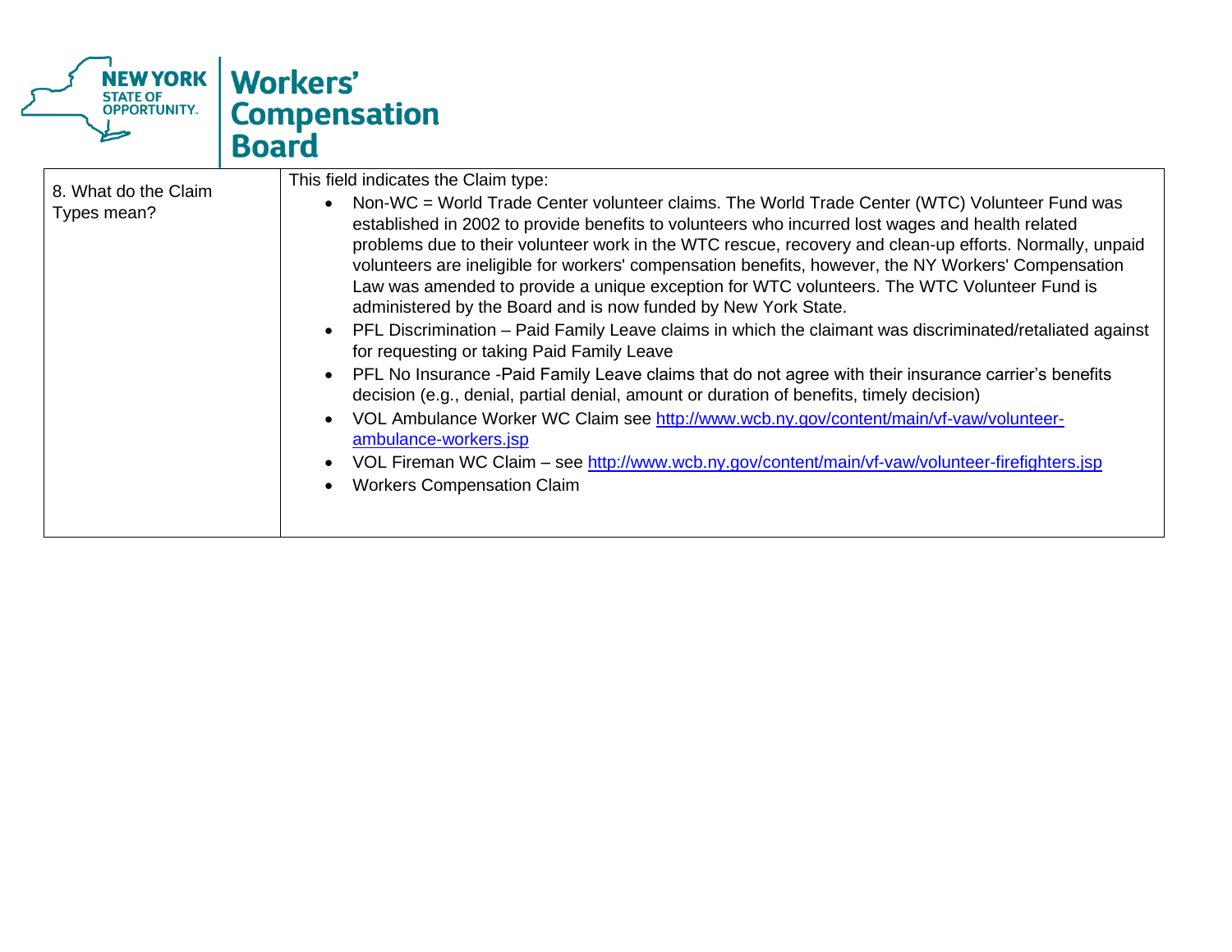| 8. What do the Claim Types mean? | This field indicates the Claim type:<br>• Non-WC = World Trade Center volunteer claims. The World Trade Center (WTC) Volunteer Fund was established in 2002 to provide benefits to volunteers who incurred lost wages and health related problems due to their volunteer work in the WTC rescue, recovery and clean-up efforts. Normally, unpaid volunteers are ineligible for workers' compensation benefits, however, the NY Workers' Compensation Law was amended to provide a unique exception for WTC volunteers. The WTC Volunteer Fund is administered by the Board and is now funded by New York State.<br>• PFL Discrimination – Paid Family Leave claims in which the claimant was discriminated/retaliated against for requesting or taking Paid Family Leave<br>• PFL No Insurance -Paid Family Leave claims that do not agree with their insurance carrier's benefits decision (e.g., denial, partial denial, amount or duration of benefits, timely decision)<br>• VOL Ambulance Worker WC Claim see [http://www.wcb.ny.gov/content/main/vf-vaw/volunteer-ambulance-workers.jsp](http://www.wcb.ny.gov/content/main/vf-vaw/volunteer-ambulance-workers.jsp)<br>• VOL Fireman WC Claim – see [http://www.wcb.ny.gov/content/main/vf-vaw/volunteer-firefighters.jsp](http://www.wcb.ny.gov/content/main/vf-vaw/volunteer-firefighters.jsp)<br>• Workers Compensation Claim |
|---|---|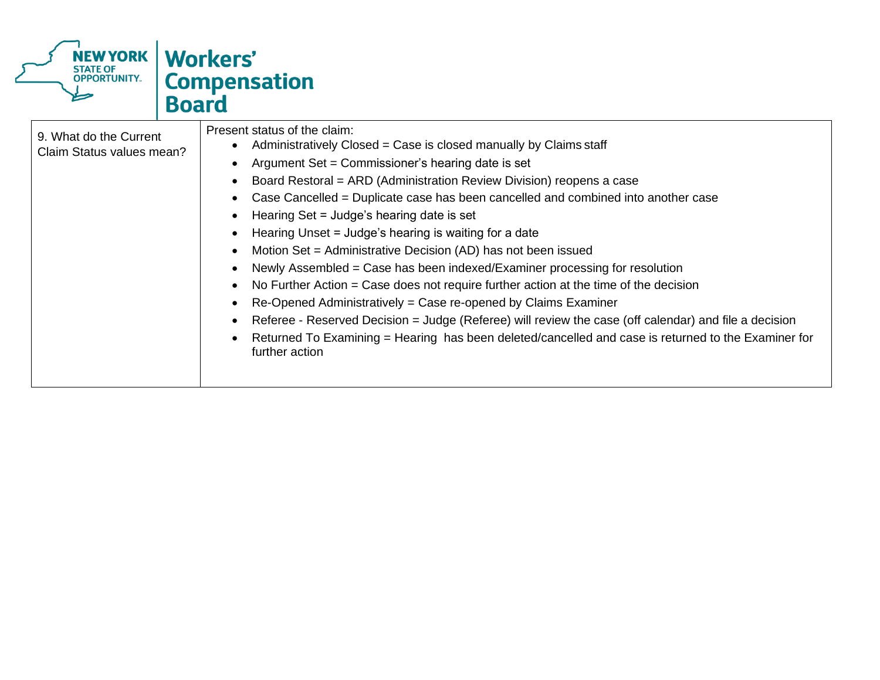| | |
|---|---|
| 9. What do the Current Claim Status values mean? | Present status of the claim:<br>• Administratively Closed = Case is closed manually by Claims staff<br>• Argument Set = Commissioner's hearing date is set<br>• Board Restoral = ARD (Administration Review Division) reopens a case<br>• Case Cancelled = Duplicate case has been cancelled and combined into another case<br>• Hearing Set = Judge's hearing date is set<br>• Hearing Unset = Judge's hearing is waiting for a date<br>• Motion Set = Administrative Decision (AD) has not been issued<br>• Newly Assembled = Case has been indexed/Examiner processing for resolution<br>• No Further Action = Case does not require further action at the time of the decision<br>• Re-Opened Administratively = Case re-opened by Claims Examiner<br>• Referee - Reserved Decision = Judge (Referee) will review the case (off calendar) and file a decision<br>• Returned To Examining = Hearing has been deleted/cancelled and case is returned to the Examiner for further action |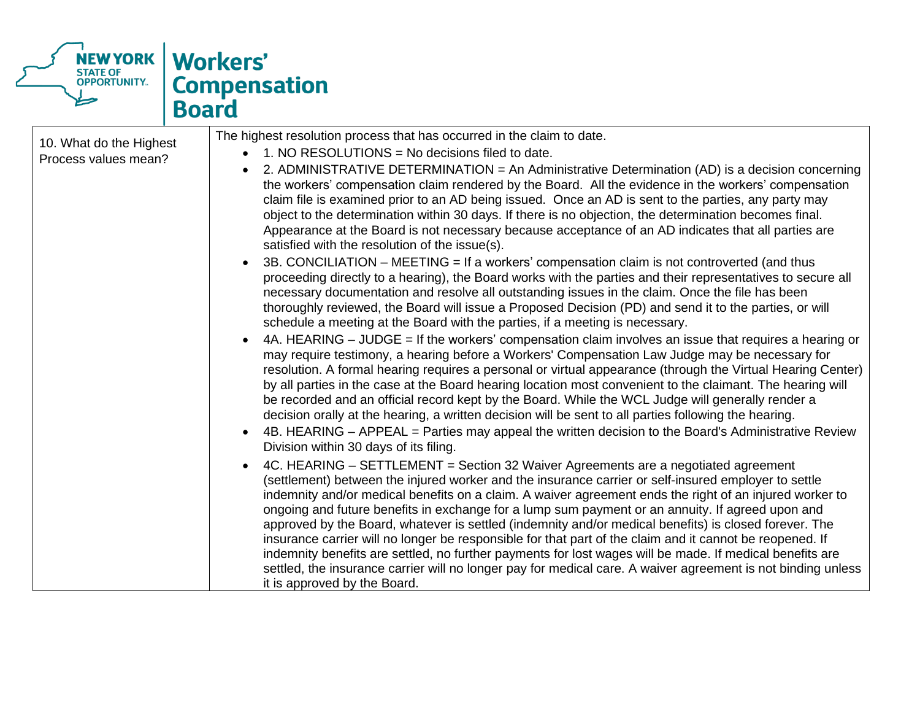| 10. What do the Highest Process values mean? | The highest resolution process that has occurred in the claim to date.<br>• 1. NO RESOLUTIONS = No decisions filed to date.<br>• 2. ADMINISTRATIVE DETERMINATION = An Administrative Determination (AD) is a decision concerning the workers' compensation claim rendered by the Board. All the evidence in the workers' compensation claim file is examined prior to an AD being issued. Once an AD is sent to the parties, any party may object to the determination within 30 days. If there is no objection, the determination becomes final. Appearance at the Board is not necessary because acceptance of an AD indicates that all parties are satisfied with the resolution of the issue(s).<br>• 3B. CONCILIATION – MEETING = If a workers' compensation claim is not controverted (and thus proceeding directly to a hearing), the Board works with the parties and their representatives to secure all necessary documentation and resolve all outstanding issues in the claim. Once the file has been thoroughly reviewed, the Board will issue a Proposed Decision (PD) and send it to the parties, or will schedule a meeting at the Board with the parties, if a meeting is necessary.<br>• 4A. HEARING – JUDGE = If the workers' compensation claim involves an issue that requires a hearing or may require testimony, a hearing before a Workers' Compensation Law Judge may be necessary for resolution. A formal hearing requires a personal or virtual appearance (through the Virtual Hearing Center) by all parties in the case at the Board hearing location most convenient to the claimant. The hearing will be recorded and an official record kept by the Board. While the WCL Judge will generally render a decision orally at the hearing, a written decision will be sent to all parties following the hearing.<br>• 4B. HEARING – APPEAL = Parties may appeal the written decision to the Board's Administrative Review Division within 30 days of its filing.<br>• 4C. HEARING – SETTLEMENT = Section 32 Waiver Agreements are a negotiated agreement (settlement) between the injured worker and the insurance carrier or self-insured employer to settle indemnity and/or medical benefits on a claim. A waiver agreement ends the right of an injured worker to ongoing and future benefits in exchange for a lump sum payment or an annuity. If agreed upon and approved by the Board, whatever is settled (indemnity and/or medical benefits) is closed forever. The insurance carrier will no longer be responsible for that part of the claim and it cannot be reopened. If indemnity benefits are settled, no further payments for lost wages will be made. If medical benefits are settled, the insurance carrier will no longer pay for medical care. A waiver agreement is not binding unless it is approved by the Board. |
|---|---|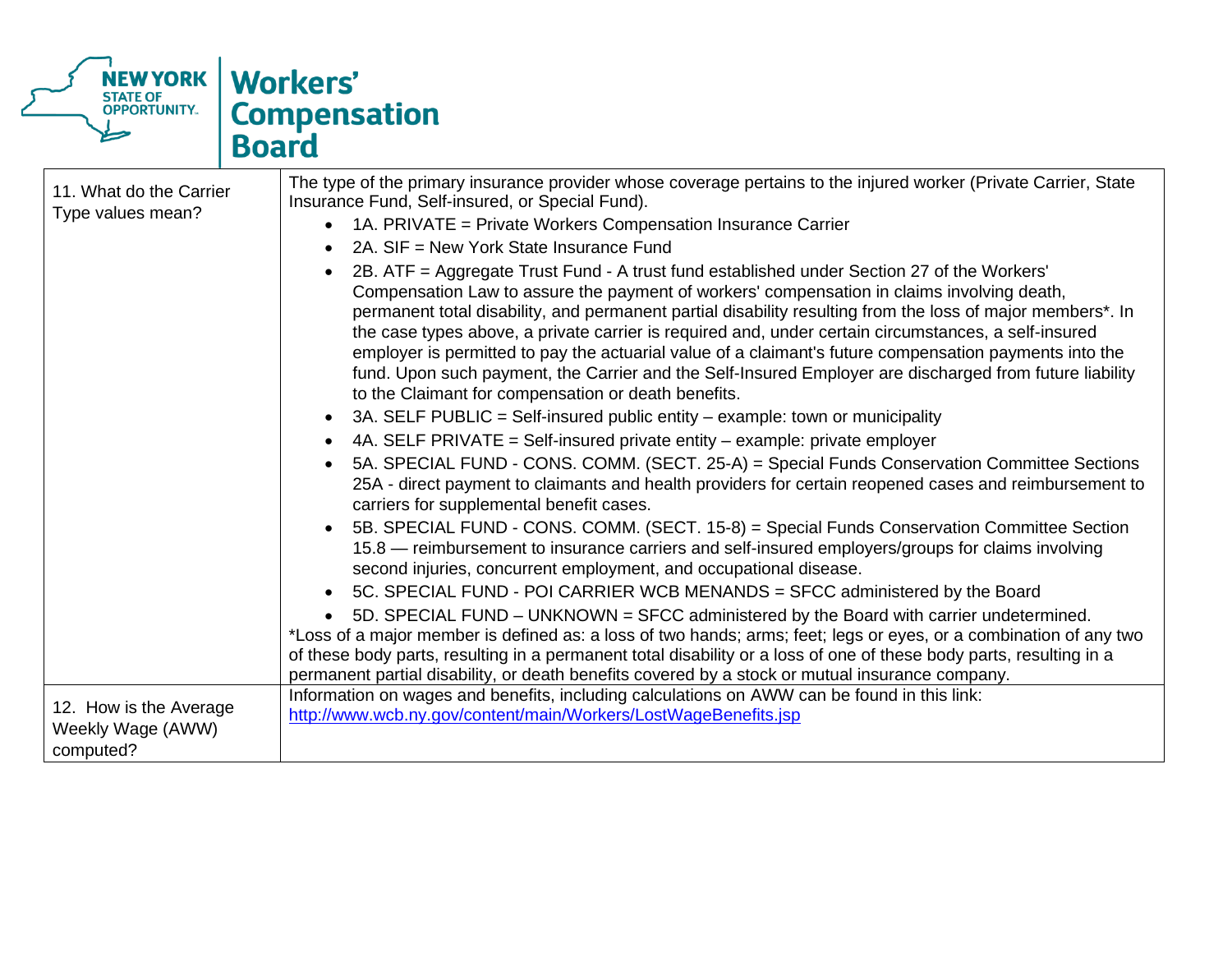| 11. What do the Carrier Type values mean? | The type of the primary insurance provider whose coverage pertains to the injured worker (Private Carrier, State Insurance Fund, Self-insured, or Special Fund).<br>• 1A. PRIVATE = Private Workers Compensation Insurance Carrier<br>• 2A. SIF = New York State Insurance Fund<br>• 2B. ATF = Aggregate Trust Fund - A trust fund established under Section 27 of the Workers' Compensation Law to assure the payment of workers' compensation in claims involving death, permanent total disability, and permanent partial disability resulting from the loss of major members*. In the case types above, a private carrier is required and, under certain circumstances, a self-insured employer is permitted to pay the actuarial value of a claimant's future compensation payments into the fund. Upon such payment, the Carrier and the Self-Insured Employer are discharged from future liability to the Claimant for compensation or death benefits.<br>• 3A. SELF PUBLIC = Self-insured public entity – example: town or municipality<br>• 4A. SELF PRIVATE = Self-insured private entity – example: private employer<br>• 5A. SPECIAL FUND - CONS. COMM. (SECT. 25-A) = Special Funds Conservation Committee Sections 25A - direct payment to claimants and health providers for certain reopened cases and reimbursement to carriers for supplemental benefit cases.<br>• 5B. SPECIAL FUND - CONS. COMM. (SECT. 15-8) = Special Funds Conservation Committee Section 15.8 — reimbursement to insurance carriers and self-insured employers/groups for claims involving second injuries, concurrent employment, and occupational disease.<br>• 5C. SPECIAL FUND - POI CARRIER WCB MENANDS = SFCC administered by the Board<br>• 5D. SPECIAL FUND – UNKNOWN = SFCC administered by the Board with carrier undetermined.<br>*Loss of a major member is defined as: a loss of two hands; arms; feet; legs or eyes, or a combination of any two of these body parts, resulting in a permanent total disability or a loss of one of these body parts, resulting in a permanent partial disability, or death benefits covered by a stock or mutual insurance company. |
|---|---|
| 12. How is the Average Weekly Wage (AWW) computed? | Information on wages and benefits, including calculations on AWW can be found in this link: [http://www.wcb.ny.gov/content/main/Workers/LostWageBenefits.jsp](http://www.wcb.ny.gov/content/main/Workers/LostWageBenefits.jsp) |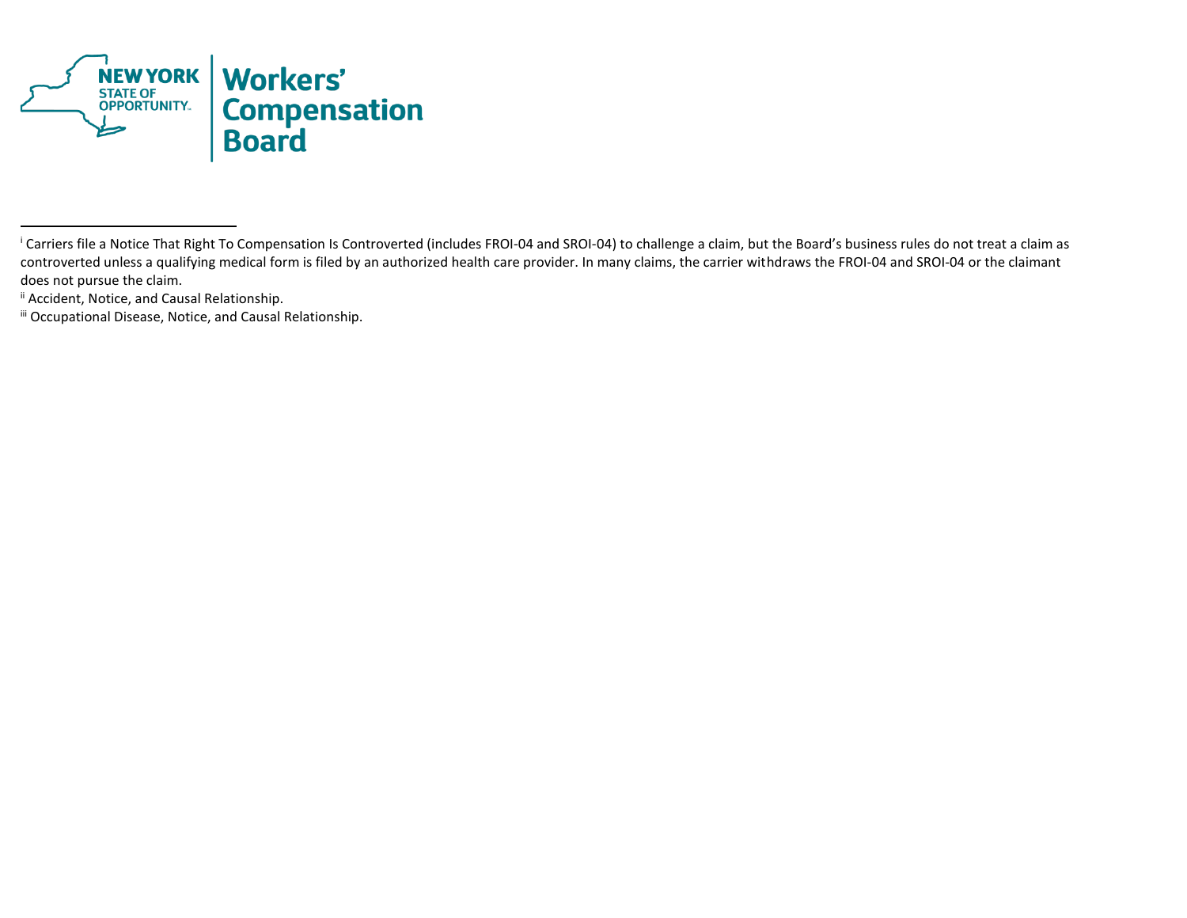[i] Carriers file a Notice That Right To Compensation Is Controverted (includes FROI-04 and SROI-04) to challenge a claim, but the Board's business rules do not treat a claim as controverted unless a qualifying medical form is filed by an authorized health care provider. In many claims, the carrier withdraws the FROI-04 and SROI-04 or the claimant does not pursue the claim.

[ii] Accident, Notice, and Causal Relationship.

[iii] Occupational Disease, Notice, and Causal Relationship.